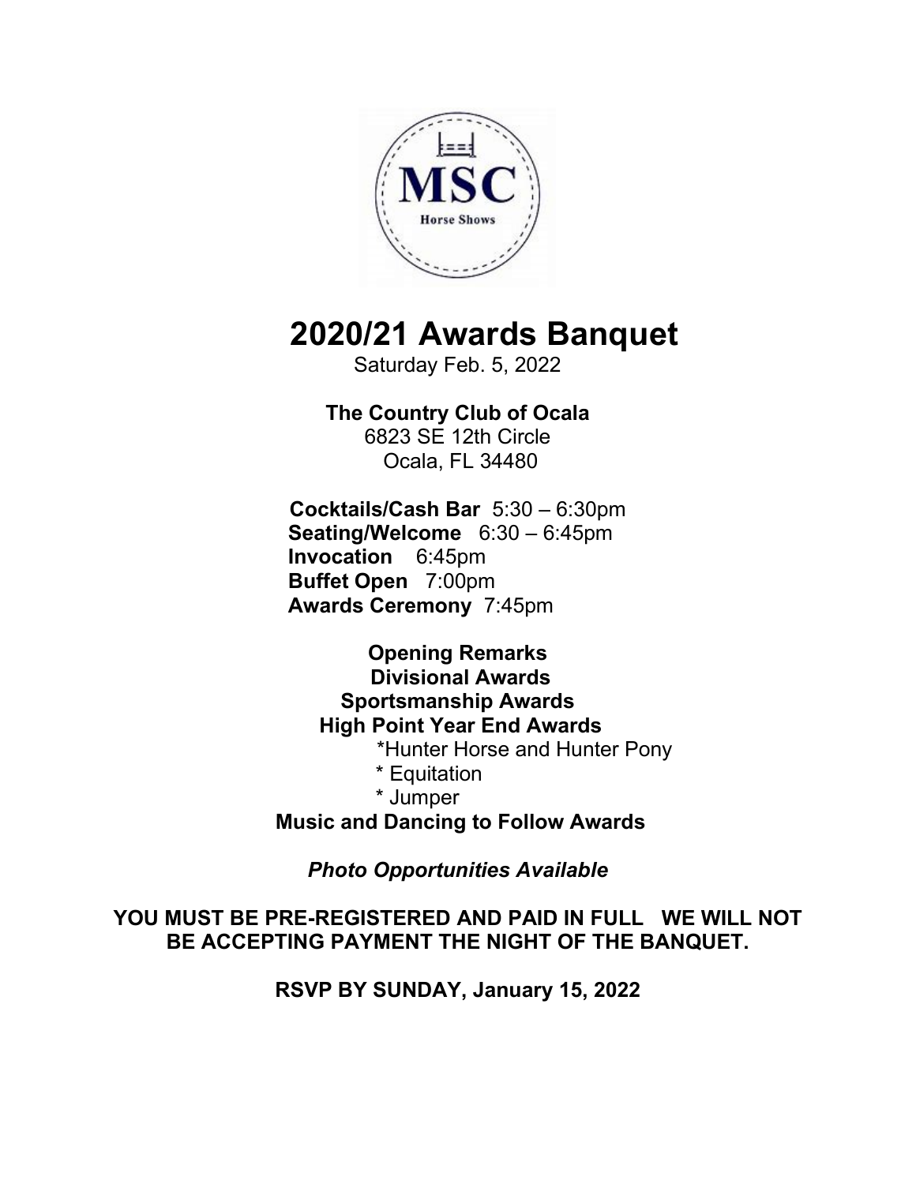MSC

Horse Shows

# 2020/21 Awards Banquet

Saturday Feb. 5, 2022

**The Country Club of Ocala**
6823 SE 12th Circle
Ocala, FL 34480

**Cocktails/Cash Bar** 5:30 – 6:30pm
**Seating/Welcome** 6:30 – 6:45pm
**Invocation** 6:45pm
**Buffet Open** 7:00pm
**Awards Ceremony** 7:45pm

**Opening Remarks**
**Divisional Awards**
**Sportsmanship Awards**
**High Point Year End Awards**
*Hunter Horse and Hunter Pony
* Equitation
* Jumper
**Music and Dancing to Follow Awards**

***Photo Opportunities Available***

**YOU MUST BE PRE-REGISTERED AND PAID IN FULL WE WILL NOT BE ACCEPTING PAYMENT THE NIGHT OF THE BANQUET.**

**RSVP BY SUNDAY, January 15, 2022**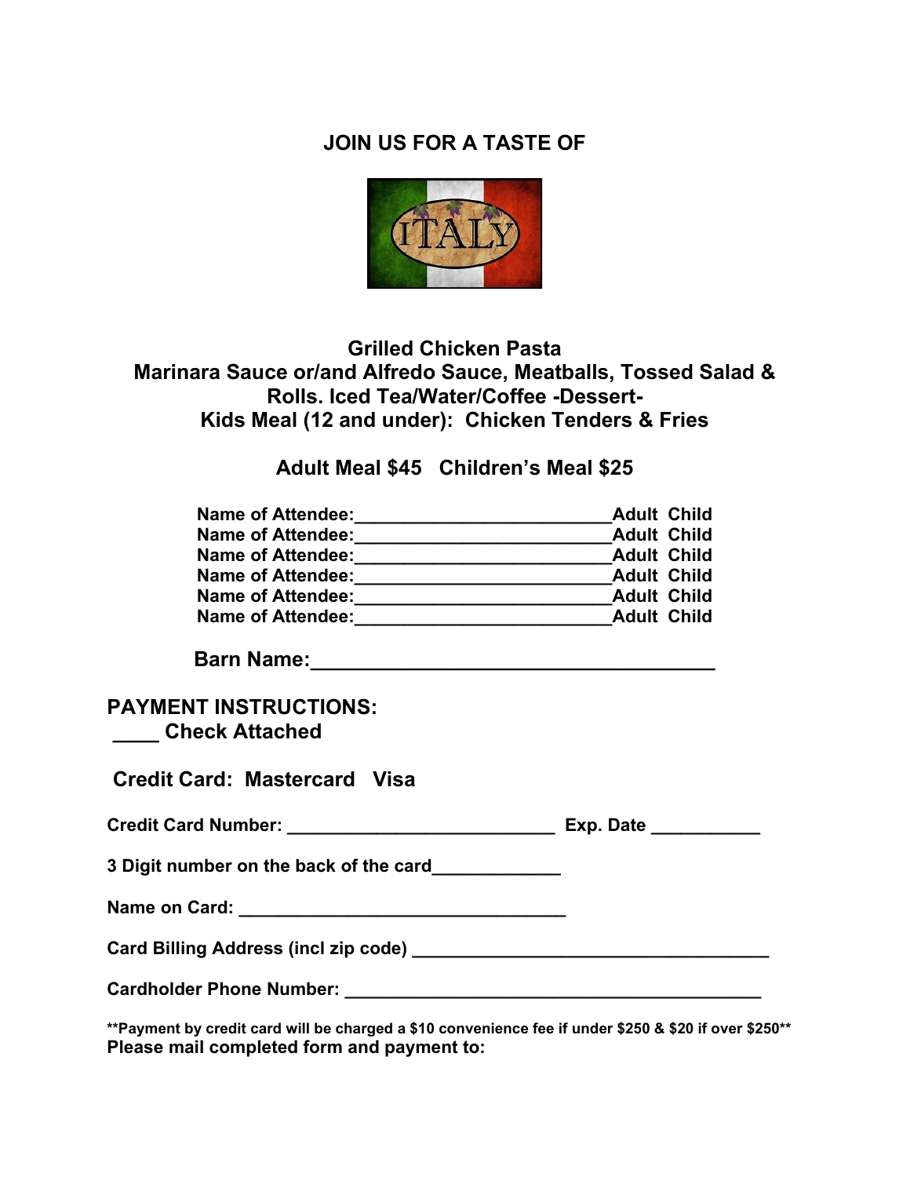**JOIN US FOR A TASTE OF**

ITALY

**Grilled Chicken Pasta**
**Marinara Sauce or/and Alfredo Sauce, Meatballs, Tossed Salad & Rolls. Iced Tea/Water/Coffee -Dessert-**
**Kids Meal (12 and under): Chicken Tenders & Fries**

**Adult Meal $45 Children's Meal $25**

**Name of Attendee:**_________________________**Adult Child**
**Name of Attendee:**_________________________**Adult Child**
**Name of Attendee:**_________________________**Adult Child**
**Name of Attendee:**_________________________**Adult Child**
**Name of Attendee:**_________________________**Adult Child**
**Name of Attendee:**_________________________**Adult Child**

**Barn Name:**___________________________________

**PAYMENT INSTRUCTIONS:**
**____ Check Attached**

**Credit Card: Mastercard Visa**

**Credit Card Number:** ___________________________ **Exp. Date** ___________

**3 Digit number on the back of the card**____________

**Name on Card:** ________________________________

**Card Billing Address (incl zip code)** ___________________________________

**Cardholder Phone Number:** _________________________________________

**\*\*Payment by credit card will be charged a $10 convenience fee if under $250 & $20 if over $250\*\***
**Please mail completed form and payment to:**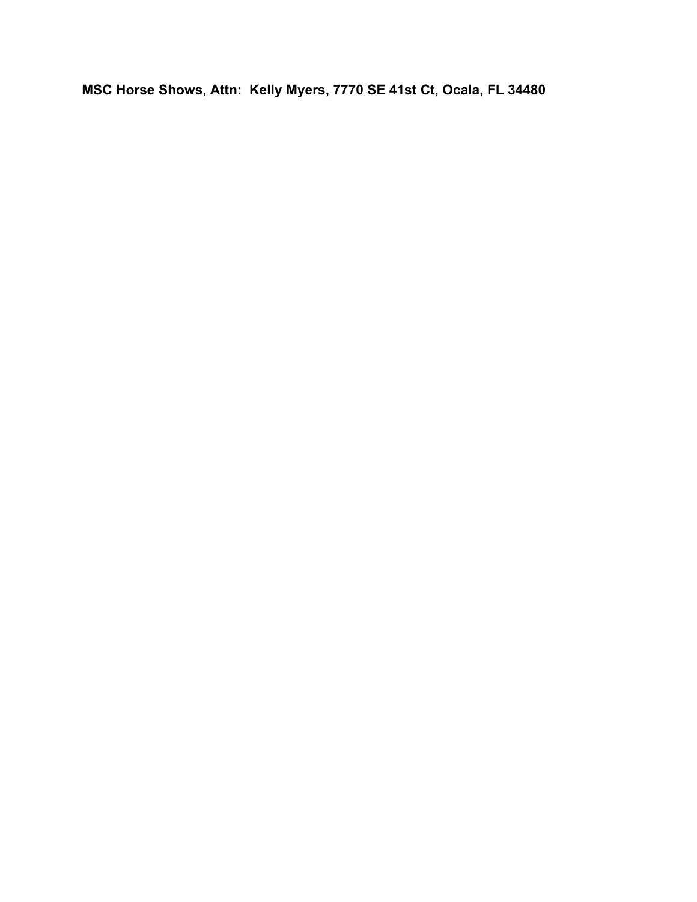**MSC Horse Shows, Attn:  Kelly Myers, 7770 SE 41st Ct, Ocala, FL 34480**